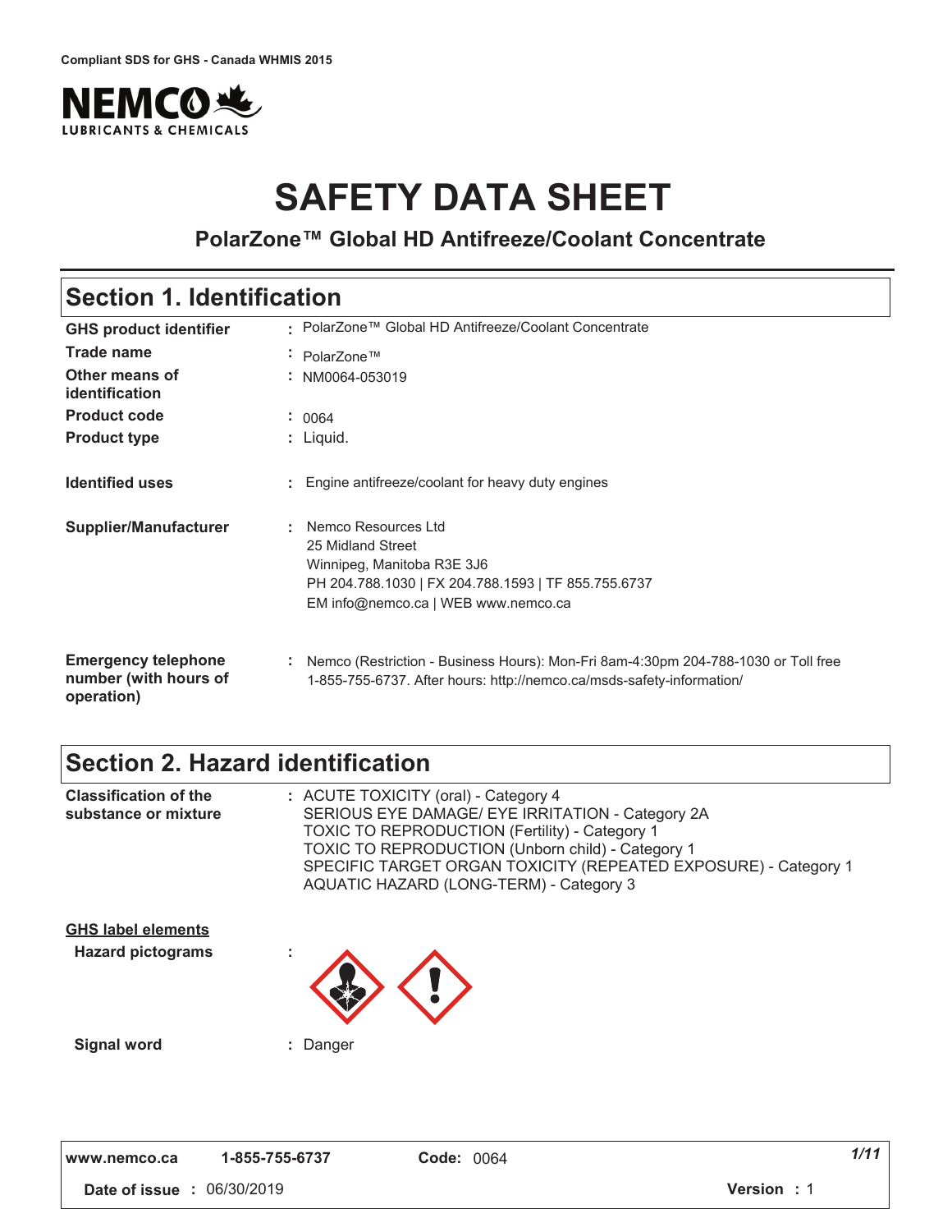Compliant SDS for GHS - Canada WHMIS 2015

NEMCO LUBRICANTS & CHEMICALS

# SAFETY DATA SHEET

**PolarZone™ Global HD Antifreeze/Coolant Concentrate**

## Section 1. Identification

| | |
|---|---|
| **GHS product identifier** | : PolarZone™ Global HD Antifreeze/Coolant Concentrate |
| **Trade name** | : PolarZone™ |
| **Other means of identification** | : NM0064-053019 |
| **Product code** | : 0064 |
| **Product type** | : Liquid. |
| **Identified uses** | : Engine antifreeze/coolant for heavy duty engines |
| **Supplier/Manufacturer** | : Nemco Resources Ltd<br>25 Midland Street<br>Winnipeg, Manitoba R3E 3J6<br>PH 204.788.1030 \| FX 204.788.1593 \| TF 855.755.6737<br>EM info@nemco.ca \| WEB www.nemco.ca |
| **Emergency telephone number (with hours of operation)** | : Nemco (Restriction - Business Hours): Mon-Fri 8am-4:30pm 204-788-1030 or Toll free 1-855-755-6737. After hours: http://nemco.ca/msds-safety-information/ |

## Section 2. Hazard identification

**Classification of the substance or mixture** : ACUTE TOXICITY (oral) - Category 4
SERIOUS EYE DAMAGE/ EYE IRRITATION - Category 2A
TOXIC TO REPRODUCTION (Fertility) - Category 1
TOXIC TO REPRODUCTION (Unborn child) - Category 1
SPECIFIC TARGET ORGAN TOXICITY (REPEATED EXPOSURE) - Category 1
AQUATIC HAZARD (LONG-TERM) - Category 3

**GHS label elements**

**Hazard pictograms** :

**Signal word** : Danger

www.nemco.ca 1-855-755-6737 **Code:** 0064

**Date of issue** : 06/30/2019 **Version** : 1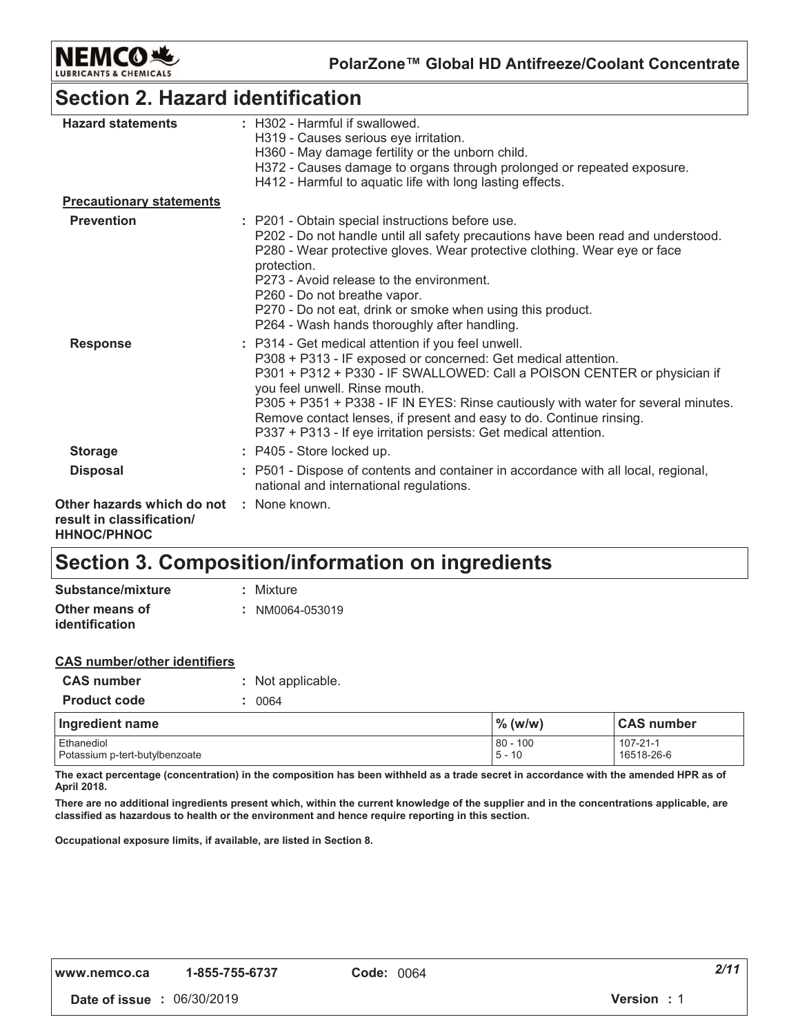## Section 2. Hazard identification

| | |
|---|---|
| **Hazard statements** | : H302 - Harmful if swallowed.<br>H319 - Causes serious eye irritation.<br>H360 - May damage fertility or the unborn child.<br>H372 - Causes damage to organs through prolonged or repeated exposure.<br>H412 - Harmful to aquatic life with long lasting effects. |

**Precautionary statements**

| | |
|---|---|
| **Prevention** | : P201 - Obtain special instructions before use.<br>P202 - Do not handle until all safety precautions have been read and understood.<br>P280 - Wear protective gloves. Wear protective clothing. Wear eye or face protection.<br>P273 - Avoid release to the environment.<br>P260 - Do not breathe vapor.<br>P270 - Do not eat, drink or smoke when using this product.<br>P264 - Wash hands thoroughly after handling. |
| **Response** | : P314 - Get medical attention if you feel unwell.<br>P308 + P313 - IF exposed or concerned: Get medical attention.<br>P301 + P312 + P330 - IF SWALLOWED: Call a POISON CENTER or physician if you feel unwell. Rinse mouth.<br>P305 + P351 + P338 - IF IN EYES: Rinse cautiously with water for several minutes. Remove contact lenses, if present and easy to do. Continue rinsing.<br>P337 + P313 - If eye irritation persists: Get medical attention. |
| **Storage** | : P405 - Store locked up. |
| **Disposal** | : P501 - Dispose of contents and container in accordance with all local, regional, national and international regulations. |
| **Other hazards which do not result in classification/ HHNOC/PHNOC** | : None known. |

## Section 3. Composition/information on ingredients

| | |
|---|---|
| **Substance/mixture** | : Mixture |
| **Other means of identification** | : NM0064-053019 |

**CAS number/other identifiers**

| | |
|---|---|
| **CAS number** | : Not applicable. |
| **Product code** | : 0064 |

| Ingredient name | % (w/w) | CAS number |
|---|---|---|
| Ethanediol | 80 - 100 | 107-21-1 |
| Potassium p-tert-butylbenzoate | 5 - 10 | 16518-26-6 |

**The exact percentage (concentration) in the composition has been withheld as a trade secret in accordance with the amended HPR as of April 2018.**

**There are no additional ingredients present which, within the current knowledge of the supplier and in the concentrations applicable, are classified as hazardous to health or the environment and hence require reporting in this section.**

**Occupational exposure limits, if available, are listed in Section 8.**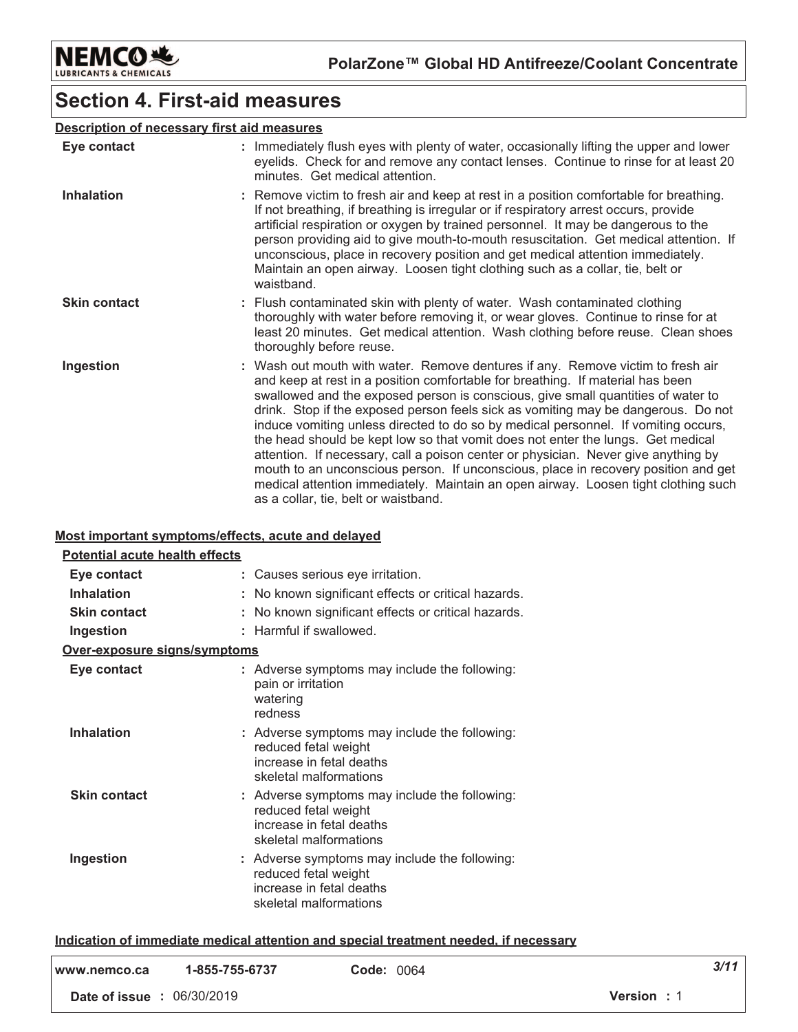# Section 4. First-aid measures

### Description of necessary first aid measures

| | |
|---|---|
| **Eye contact** | : Immediately flush eyes with plenty of water, occasionally lifting the upper and lower eyelids. Check for and remove any contact lenses. Continue to rinse for at least 20 minutes. Get medical attention. |
| **Inhalation** | : Remove victim to fresh air and keep at rest in a position comfortable for breathing. If not breathing, if breathing is irregular or if respiratory arrest occurs, provide artificial respiration or oxygen by trained personnel. It may be dangerous to the person providing aid to give mouth-to-mouth resuscitation. Get medical attention. If unconscious, place in recovery position and get medical attention immediately. Maintain an open airway. Loosen tight clothing such as a collar, tie, belt or waistband. |
| **Skin contact** | : Flush contaminated skin with plenty of water. Wash contaminated clothing thoroughly with water before removing it, or wear gloves. Continue to rinse for at least 20 minutes. Get medical attention. Wash clothing before reuse. Clean shoes thoroughly before reuse. |
| **Ingestion** | : Wash out mouth with water. Remove dentures if any. Remove victim to fresh air and keep at rest in a position comfortable for breathing. If material has been swallowed and the exposed person is conscious, give small quantities of water to drink. Stop if the exposed person feels sick as vomiting may be dangerous. Do not induce vomiting unless directed to do so by medical personnel. If vomiting occurs, the head should be kept low so that vomit does not enter the lungs. Get medical attention. If necessary, call a poison center or physician. Never give anything by mouth to an unconscious person. If unconscious, place in recovery position and get medical attention immediately. Maintain an open airway. Loosen tight clothing such as a collar, tie, belt or waistband. |

### Most important symptoms/effects, acute and delayed

#### Potential acute health effects

| | |
|---|---|
| **Eye contact** | : Causes serious eye irritation. |
| **Inhalation** | : No known significant effects or critical hazards. |
| **Skin contact** | : No known significant effects or critical hazards. |
| **Ingestion** | : Harmful if swallowed. |

#### Over-exposure signs/symptoms

| | |
|---|---|
| **Eye contact** | : Adverse symptoms may include the following:<br>pain or irritation<br>watering<br>redness |
| **Inhalation** | : Adverse symptoms may include the following:<br>reduced fetal weight<br>increase in fetal deaths<br>skeletal malformations |
| **Skin contact** | : Adverse symptoms may include the following:<br>reduced fetal weight<br>increase in fetal deaths<br>skeletal malformations |
| **Ingestion** | : Adverse symptoms may include the following:<br>reduced fetal weight<br>increase in fetal deaths<br>skeletal malformations |

### Indication of immediate medical attention and special treatment needed, if necessary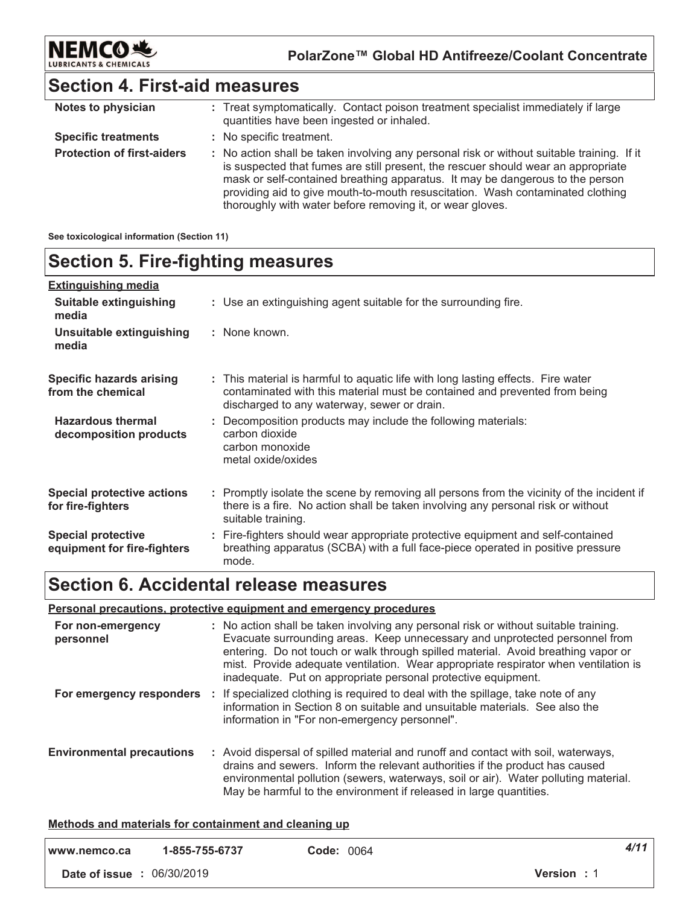## Section 4. First-aid measures

| | |
|---|---|
| **Notes to physician** | : Treat symptomatically. Contact poison treatment specialist immediately if large quantities have been ingested or inhaled. |
| **Specific treatments** | : No specific treatment. |
| **Protection of first-aiders** | : No action shall be taken involving any personal risk or without suitable training. If it is suspected that fumes are still present, the rescuer should wear an appropriate mask or self-contained breathing apparatus. It may be dangerous to the person providing aid to give mouth-to-mouth resuscitation. Wash contaminated clothing thoroughly with water before removing it, or wear gloves. |

**See toxicological information (Section 11)**

## Section 5. Fire-fighting measures

**Extinguishing media**

| | |
|---|---|
| **Suitable extinguishing media** | : Use an extinguishing agent suitable for the surrounding fire. |
| **Unsuitable extinguishing media** | : None known. |
| **Specific hazards arising from the chemical** | : This material is harmful to aquatic life with long lasting effects. Fire water contaminated with this material must be contained and prevented from being discharged to any waterway, sewer or drain. |
| **Hazardous thermal decomposition products** | : Decomposition products may include the following materials: carbon dioxide carbon monoxide metal oxide/oxides |
| **Special protective actions for fire-fighters** | : Promptly isolate the scene by removing all persons from the vicinity of the incident if there is a fire. No action shall be taken involving any personal risk or without suitable training. |
| **Special protective equipment for fire-fighters** | : Fire-fighters should wear appropriate protective equipment and self-contained breathing apparatus (SCBA) with a full face-piece operated in positive pressure mode. |

## Section 6. Accidental release measures

**Personal precautions, protective equipment and emergency procedures**

| | |
|---|---|
| **For non-emergency personnel** | : No action shall be taken involving any personal risk or without suitable training. Evacuate surrounding areas. Keep unnecessary and unprotected personnel from entering. Do not touch or walk through spilled material. Avoid breathing vapor or mist. Provide adequate ventilation. Wear appropriate respirator when ventilation is inadequate. Put on appropriate personal protective equipment. |
| **For emergency responders** | : If specialized clothing is required to deal with the spillage, take note of any information in Section 8 on suitable and unsuitable materials. See also the information in "For non-emergency personnel". |
| **Environmental precautions** | : Avoid dispersal of spilled material and runoff and contact with soil, waterways, drains and sewers. Inform the relevant authorities if the product has caused environmental pollution (sewers, waterways, soil or air). Water polluting material. May be harmful to the environment if released in large quantities. |

**Methods and materials for containment and cleaning up**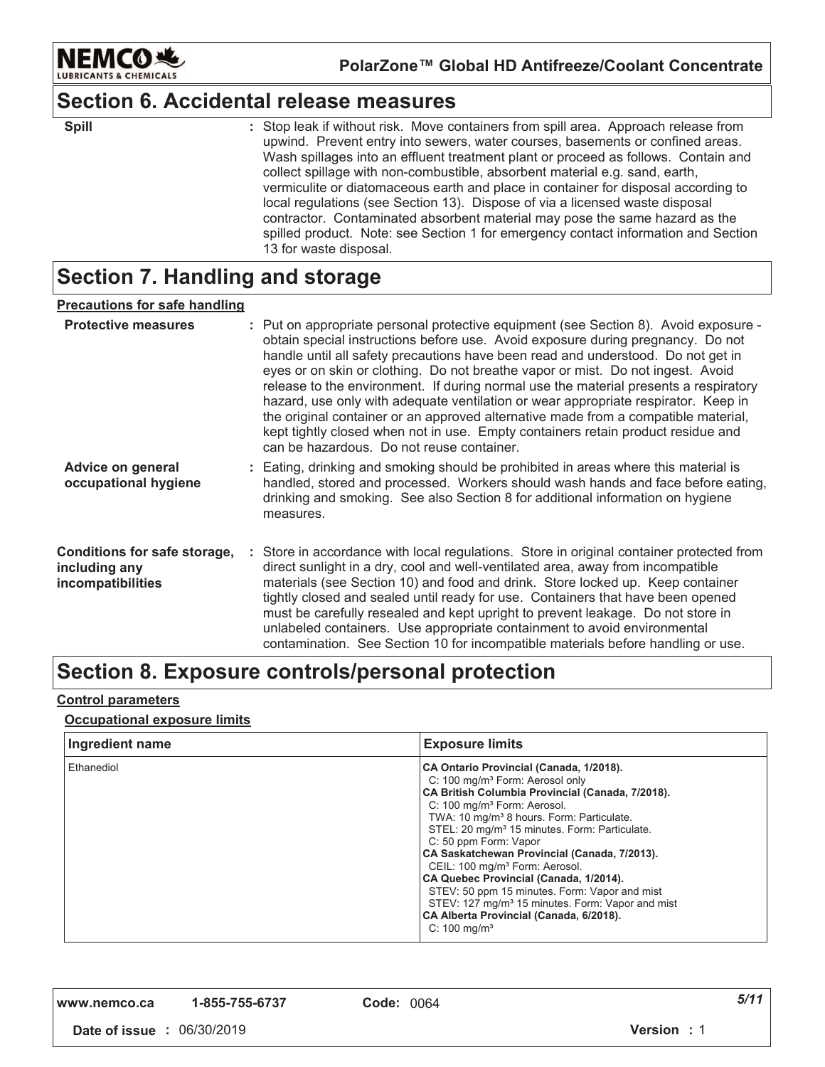## Section 6. Accidental release measures

**Spill** : Stop leak if without risk. Move containers from spill area. Approach release from upwind. Prevent entry into sewers, water courses, basements or confined areas. Wash spillages into an effluent treatment plant or proceed as follows. Contain and collect spillage with non-combustible, absorbent material e.g. sand, earth, vermiculite or diatomaceous earth and place in container for disposal according to local regulations (see Section 13). Dispose of via a licensed waste disposal contractor. Contaminated absorbent material may pose the same hazard as the spilled product. Note: see Section 1 for emergency contact information and Section 13 for waste disposal.

## Section 7. Handling and storage

**Precautions for safe handling**

**Protective measures** : Put on appropriate personal protective equipment (see Section 8). Avoid exposure - obtain special instructions before use. Avoid exposure during pregnancy. Do not handle until all safety precautions have been read and understood. Do not get in eyes or on skin or clothing. Do not breathe vapor or mist. Do not ingest. Avoid release to the environment. If during normal use the material presents a respiratory hazard, use only with adequate ventilation or wear appropriate respirator. Keep in the original container or an approved alternative made from a compatible material, kept tightly closed when not in use. Empty containers retain product residue and can be hazardous. Do not reuse container.

**Advice on general occupational hygiene** : Eating, drinking and smoking should be prohibited in areas where this material is handled, stored and processed. Workers should wash hands and face before eating, drinking and smoking. See also Section 8 for additional information on hygiene measures.

**Conditions for safe storage, including any incompatibilities** : Store in accordance with local regulations. Store in original container protected from direct sunlight in a dry, cool and well-ventilated area, away from incompatible materials (see Section 10) and food and drink. Store locked up. Keep container tightly closed and sealed until ready for use. Containers that have been opened must be carefully resealed and kept upright to prevent leakage. Do not store in unlabeled containers. Use appropriate containment to avoid environmental contamination. See Section 10 for incompatible materials before handling or use.

## Section 8. Exposure controls/personal protection

**Control parameters**

**Occupational exposure limits**

| Ingredient name | Exposure limits |
|---|---|
| Ethanediol | **CA Ontario Provincial (Canada, 1/2018).**<br>C: 100 mg/m³ Form: Aerosol only<br>**CA British Columbia Provincial (Canada, 7/2018).**<br>C: 100 mg/m³ Form: Aerosol.<br>TWA: 10 mg/m³ 8 hours. Form: Particulate.<br>STEL: 20 mg/m³ 15 minutes. Form: Particulate.<br>C: 50 ppm Form: Vapor<br>**CA Saskatchewan Provincial (Canada, 7/2013).**<br>CEIL: 100 mg/m³ Form: Aerosol.<br>**CA Quebec Provincial (Canada, 1/2014).**<br>STEV: 50 ppm 15 minutes. Form: Vapor and mist<br>STEV: 127 mg/m³ 15 minutes. Form: Vapor and mist<br>**CA Alberta Provincial (Canada, 6/2018).**<br>C: 100 mg/m³ |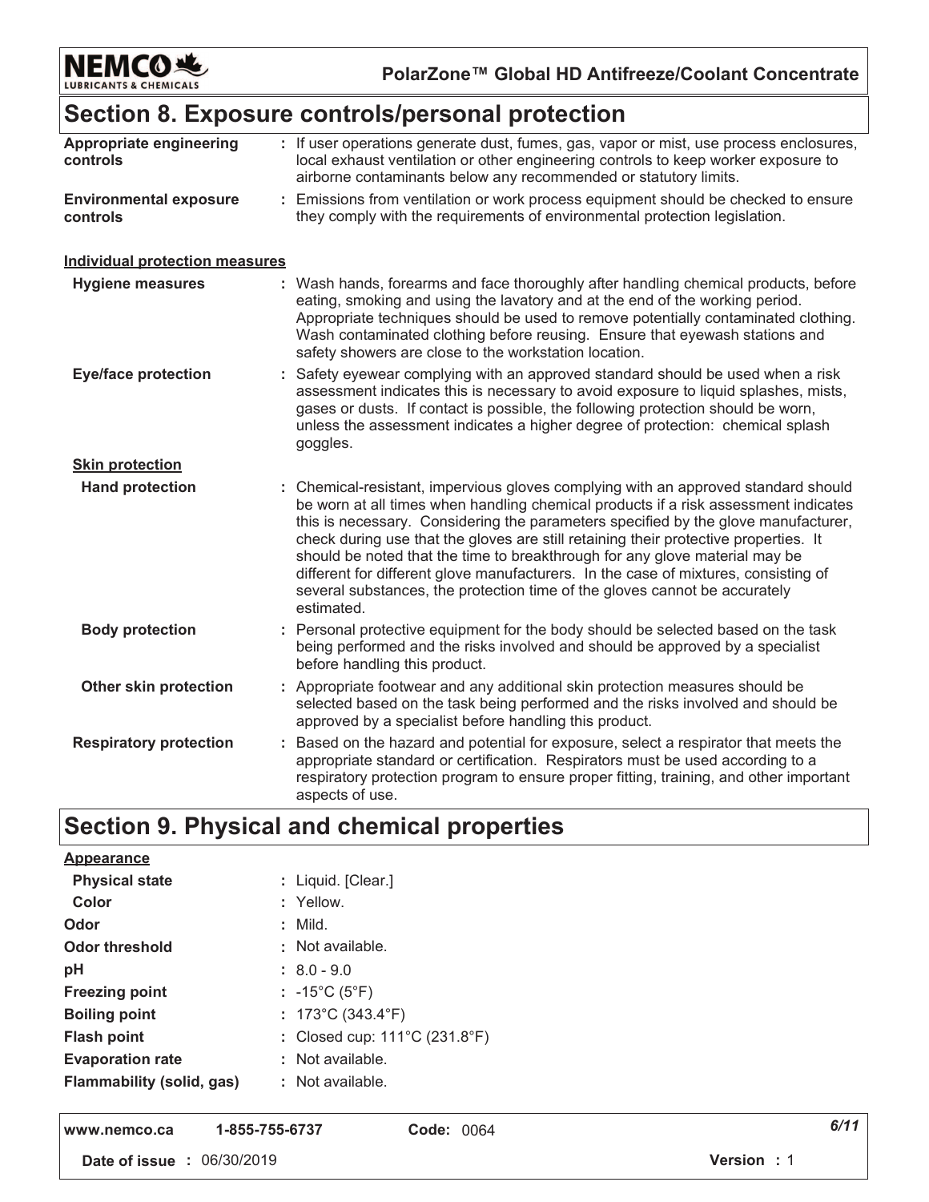## Section 8. Exposure controls/personal protection

| | |
|---|---|
| **Appropriate engineering controls** | : If user operations generate dust, fumes, gas, vapor or mist, use process enclosures, local exhaust ventilation or other engineering controls to keep worker exposure to airborne contaminants below any recommended or statutory limits. |
| **Environmental exposure controls** | : Emissions from ventilation or work process equipment should be checked to ensure they comply with the requirements of environmental protection legislation. |

**Individual protection measures**

| | |
|---|---|
| **Hygiene measures** | : Wash hands, forearms and face thoroughly after handling chemical products, before eating, smoking and using the lavatory and at the end of the working period. Appropriate techniques should be used to remove potentially contaminated clothing. Wash contaminated clothing before reusing. Ensure that eyewash stations and safety showers are close to the workstation location. |
| **Eye/face protection** | : Safety eyewear complying with an approved standard should be used when a risk assessment indicates this is necessary to avoid exposure to liquid splashes, mists, gases or dusts. If contact is possible, the following protection should be worn, unless the assessment indicates a higher degree of protection: chemical splash goggles. |

**Skin protection**

| | |
|---|---|
| **Hand protection** | : Chemical-resistant, impervious gloves complying with an approved standard should be worn at all times when handling chemical products if a risk assessment indicates this is necessary. Considering the parameters specified by the glove manufacturer, check during use that the gloves are still retaining their protective properties. It should be noted that the time to breakthrough for any glove material may be different for different glove manufacturers. In the case of mixtures, consisting of several substances, the protection time of the gloves cannot be accurately estimated. |
| **Body protection** | : Personal protective equipment for the body should be selected based on the task being performed and the risks involved and should be approved by a specialist before handling this product. |
| **Other skin protection** | : Appropriate footwear and any additional skin protection measures should be selected based on the task being performed and the risks involved and should be approved by a specialist before handling this product. |
| **Respiratory protection** | : Based on the hazard and potential for exposure, select a respirator that meets the appropriate standard or certification. Respirators must be used according to a respiratory protection program to ensure proper fitting, training, and other important aspects of use. |

## Section 9. Physical and chemical properties

**Appearance**

| | |
|---|---|
| **Physical state** | : Liquid. [Clear.] |
| **Color** | : Yellow. |
| **Odor** | : Mild. |
| **Odor threshold** | : Not available. |
| **pH** | : 8.0 - 9.0 |
| **Freezing point** | : -15°C (5°F) |
| **Boiling point** | : 173°C (343.4°F) |
| **Flash point** | : Closed cup: 111°C (231.8°F) |
| **Evaporation rate** | : Not available. |
| **Flammability (solid, gas)** | : Not available. |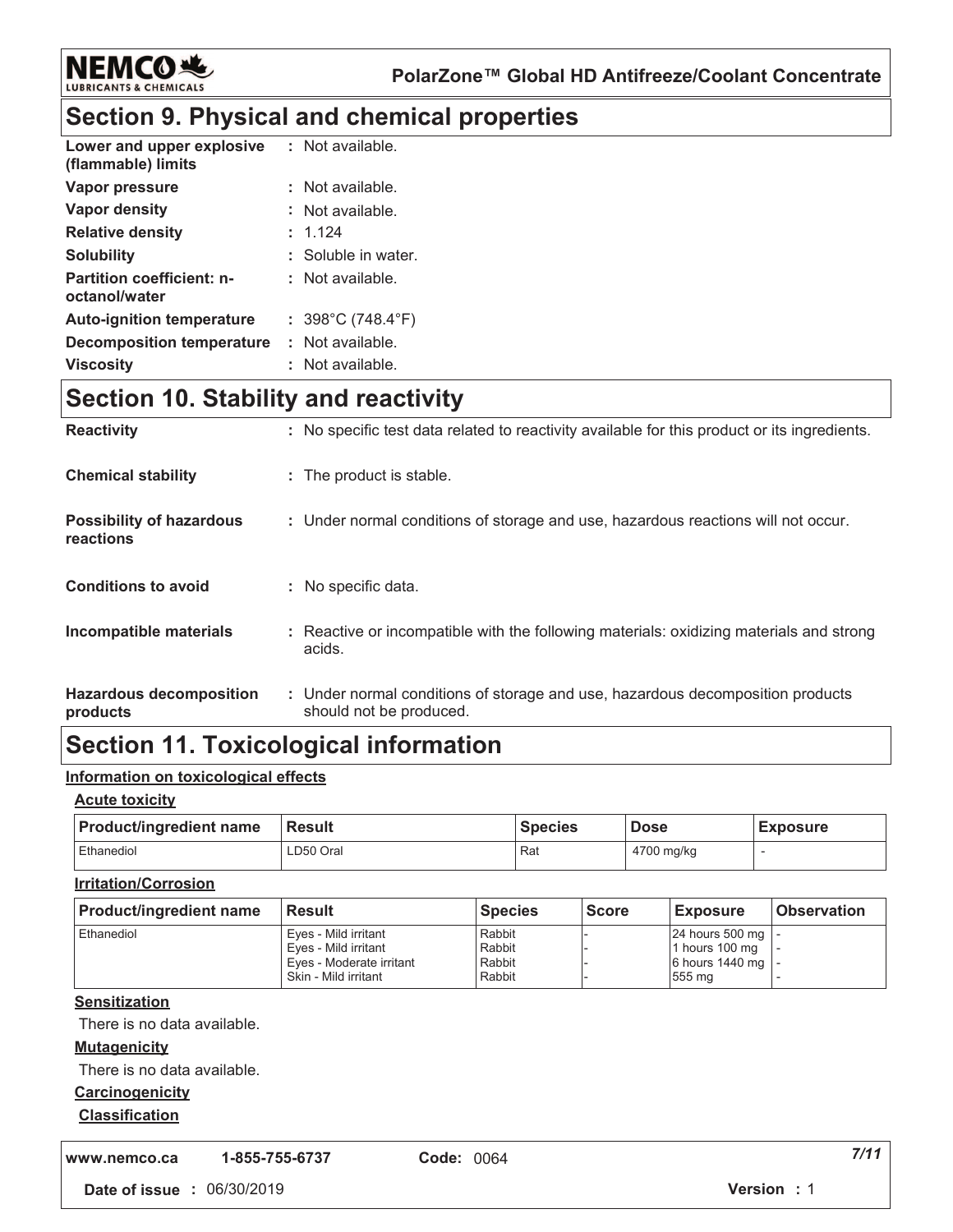## Section 9. Physical and chemical properties

| | |
|---|---|
| **Lower and upper explosive (flammable) limits** | : Not available. |
| **Vapor pressure** | : Not available. |
| **Vapor density** | : Not available. |
| **Relative density** | : 1.124 |
| **Solubility** | : Soluble in water. |
| **Partition coefficient: n-octanol/water** | : Not available. |
| **Auto-ignition temperature** | : 398°C (748.4°F) |
| **Decomposition temperature** | : Not available. |
| **Viscosity** | : Not available. |

## Section 10. Stability and reactivity

| | |
|---|---|
| **Reactivity** | : No specific test data related to reactivity available for this product or its ingredients. |
| **Chemical stability** | : The product is stable. |
| **Possibility of hazardous reactions** | : Under normal conditions of storage and use, hazardous reactions will not occur. |
| **Conditions to avoid** | : No specific data. |
| **Incompatible materials** | : Reactive or incompatible with the following materials: oxidizing materials and strong acids. |
| **Hazardous decomposition products** | : Under normal conditions of storage and use, hazardous decomposition products should not be produced. |

## Section 11. Toxicological information

**Information on toxicological effects**

**Acute toxicity**

| Product/ingredient name | Result | Species | Dose | Exposure |
|---|---|---|---|---|
| Ethanediol | LD50 Oral | Rat | 4700 mg/kg | - |

**Irritation/Corrosion**

| Product/ingredient name | Result | Species | Score | Exposure | Observation |
|---|---|---|---|---|---|
| Ethanediol | Eyes - Mild irritant | Rabbit | - | 24 hours 500 mg | - |
| | Eyes - Mild irritant | Rabbit | - | 1 hours 100 mg | - |
| | Eyes - Moderate irritant | Rabbit | - | 6 hours 1440 mg | - |
| | Skin - Mild irritant | Rabbit | - | 555 mg | - |

**Sensitization**

There is no data available.

**Mutagenicity**

There is no data available.

**Carcinogenicity**

**Classification**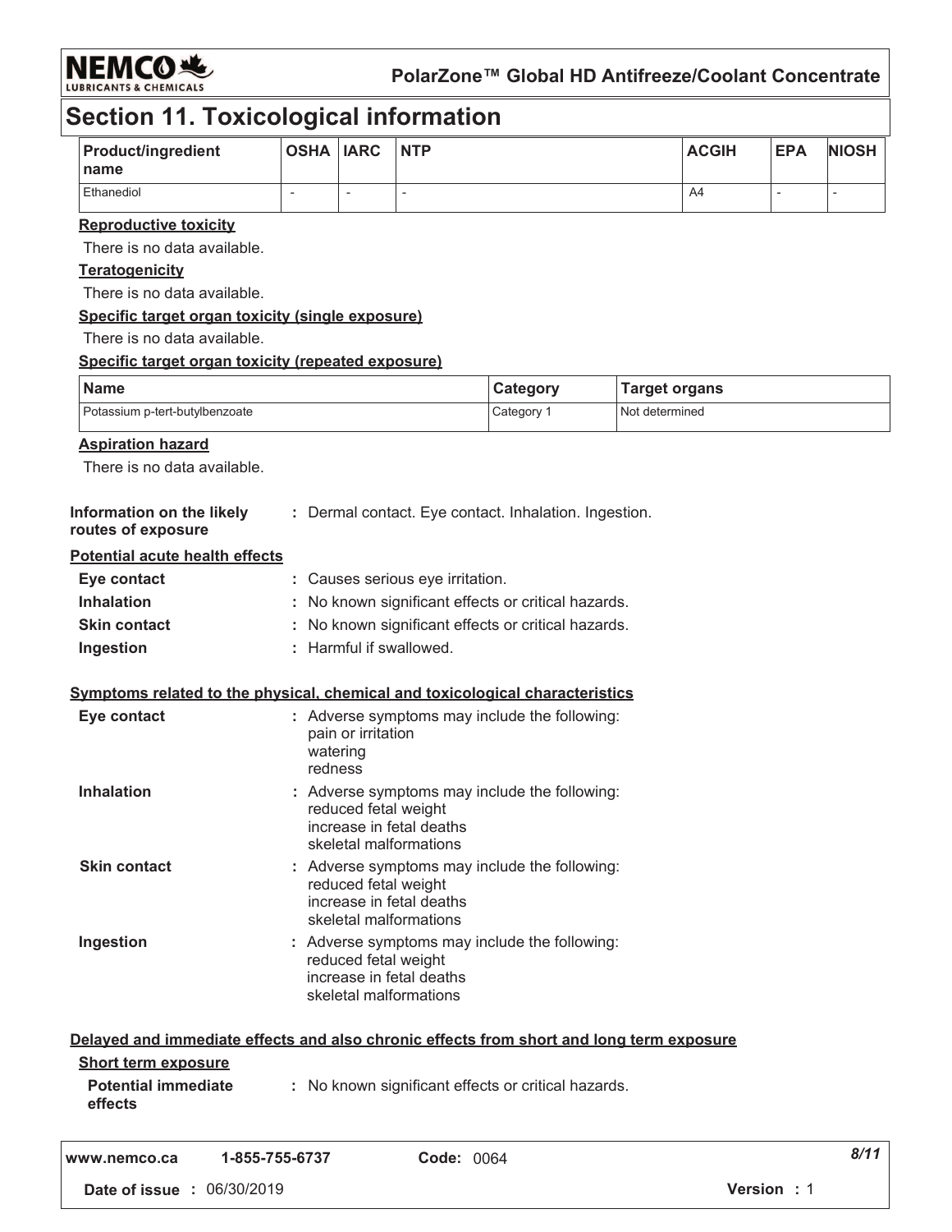# Section 11. Toxicological information

| Product/ingredient name | OSHA | IARC | NTP | ACGIH | EPA | NIOSH |
|---|---|---|---|---|---|---|
| Ethanediol | - | - | - | A4 | - | - |

**Reproductive toxicity**

There is no data available.

**Teratogenicity**

There is no data available.

**Specific target organ toxicity (single exposure)**

There is no data available.

**Specific target organ toxicity (repeated exposure)**

| Name | Category | Target organs |
|---|---|---|
| Potassium p-tert-butylbenzoate | Category 1 | Not determined |

**Aspiration hazard**

There is no data available.

**Information on the likely routes of exposure** : Dermal contact. Eye contact. Inhalation. Ingestion.

**Potential acute health effects**

**Eye contact** : Causes serious eye irritation.

**Inhalation** : No known significant effects or critical hazards.

**Skin contact** : No known significant effects or critical hazards.

**Ingestion** : Harmful if swallowed.

**Symptoms related to the physical, chemical and toxicological characteristics**

**Eye contact** : Adverse symptoms may include the following:
pain or irritation
watering
redness

**Inhalation** : Adverse symptoms may include the following:
reduced fetal weight
increase in fetal deaths
skeletal malformations

**Skin contact** : Adverse symptoms may include the following:
reduced fetal weight
increase in fetal deaths
skeletal malformations

**Ingestion** : Adverse symptoms may include the following:
reduced fetal weight
increase in fetal deaths
skeletal malformations

**Delayed and immediate effects and also chronic effects from short and long term exposure**

**Short term exposure**

**Potential immediate effects** : No known significant effects or critical hazards.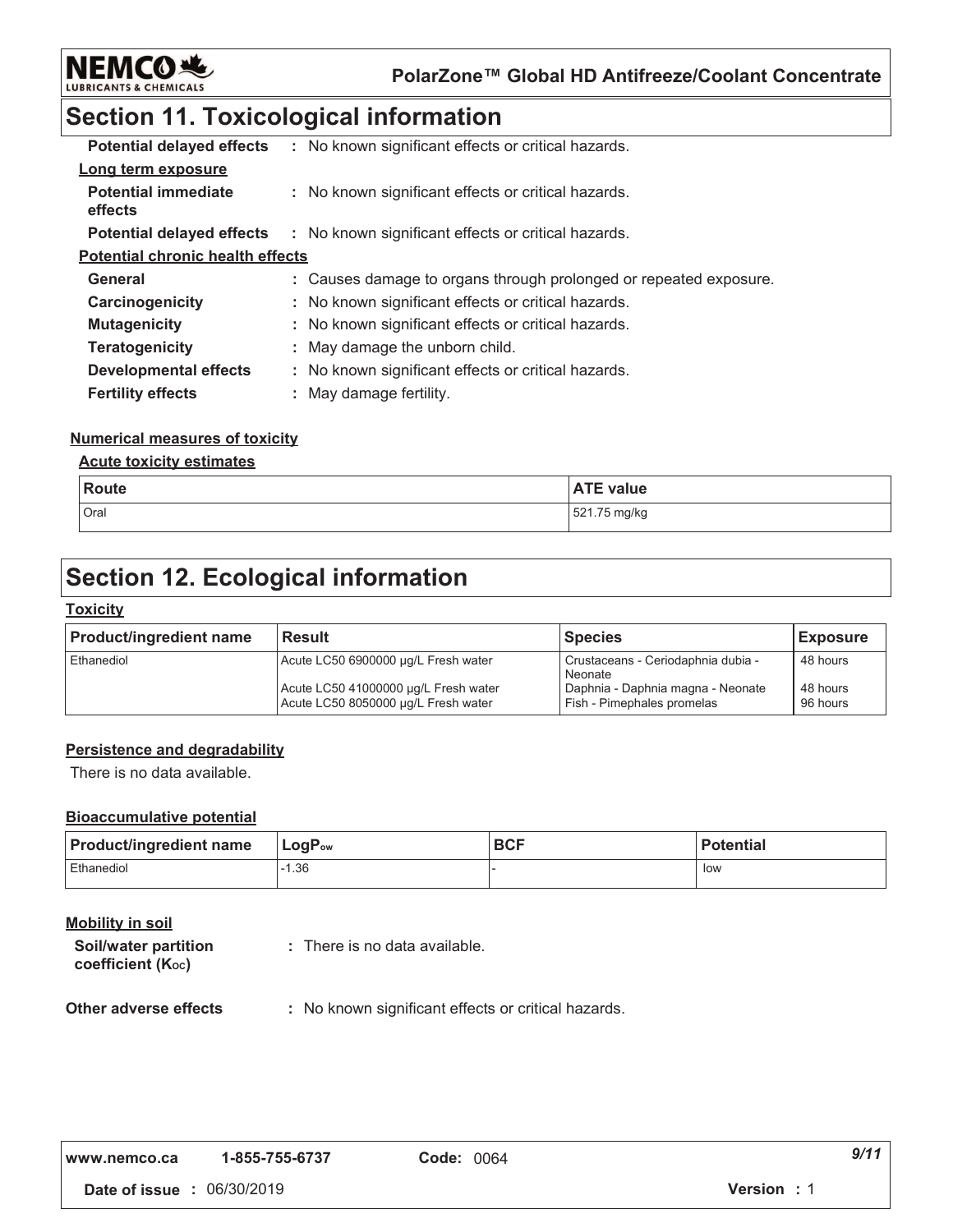## Section 11. Toxicological information

**Potential delayed effects** : No known significant effects or critical hazards.

**Long term exposure**

**Potential immediate effects** : No known significant effects or critical hazards.

**Potential delayed effects** : No known significant effects or critical hazards.

**Potential chronic health effects**

**General** : Causes damage to organs through prolonged or repeated exposure.

**Carcinogenicity** : No known significant effects or critical hazards.

**Mutagenicity** : No known significant effects or critical hazards.

**Teratogenicity** : May damage the unborn child.

**Developmental effects** : No known significant effects or critical hazards.

**Fertility effects** : May damage fertility.

**Numerical measures of toxicity**

**Acute toxicity estimates**

| Route | ATE value |
|---|---|
| Oral | 521.75 mg/kg |

## Section 12. Ecological information

**Toxicity**

| Product/ingredient name | Result | Species | Exposure |
|---|---|---|---|
| Ethanediol | Acute LC50 6900000 µg/L Fresh water | Crustaceans - Ceriodaphnia dubia - Neonate | 48 hours |
| | Acute LC50 41000000 µg/L Fresh water | Daphnia - Daphnia magna - Neonate | 48 hours |
| | Acute LC50 8050000 µg/L Fresh water | Fish - Pimephales promelas | 96 hours |

**Persistence and degradability**

There is no data available.

**Bioaccumulative potential**

| Product/ingredient name | $LogP_{ow}$ | BCF | Potential |
|---|---|---|---|
| Ethanediol | -1.36 | - | low |

**Mobility in soil**

**Soil/water partition coefficient ($K_{OC}$)** : There is no data available.

**Other adverse effects** : No known significant effects or critical hazards.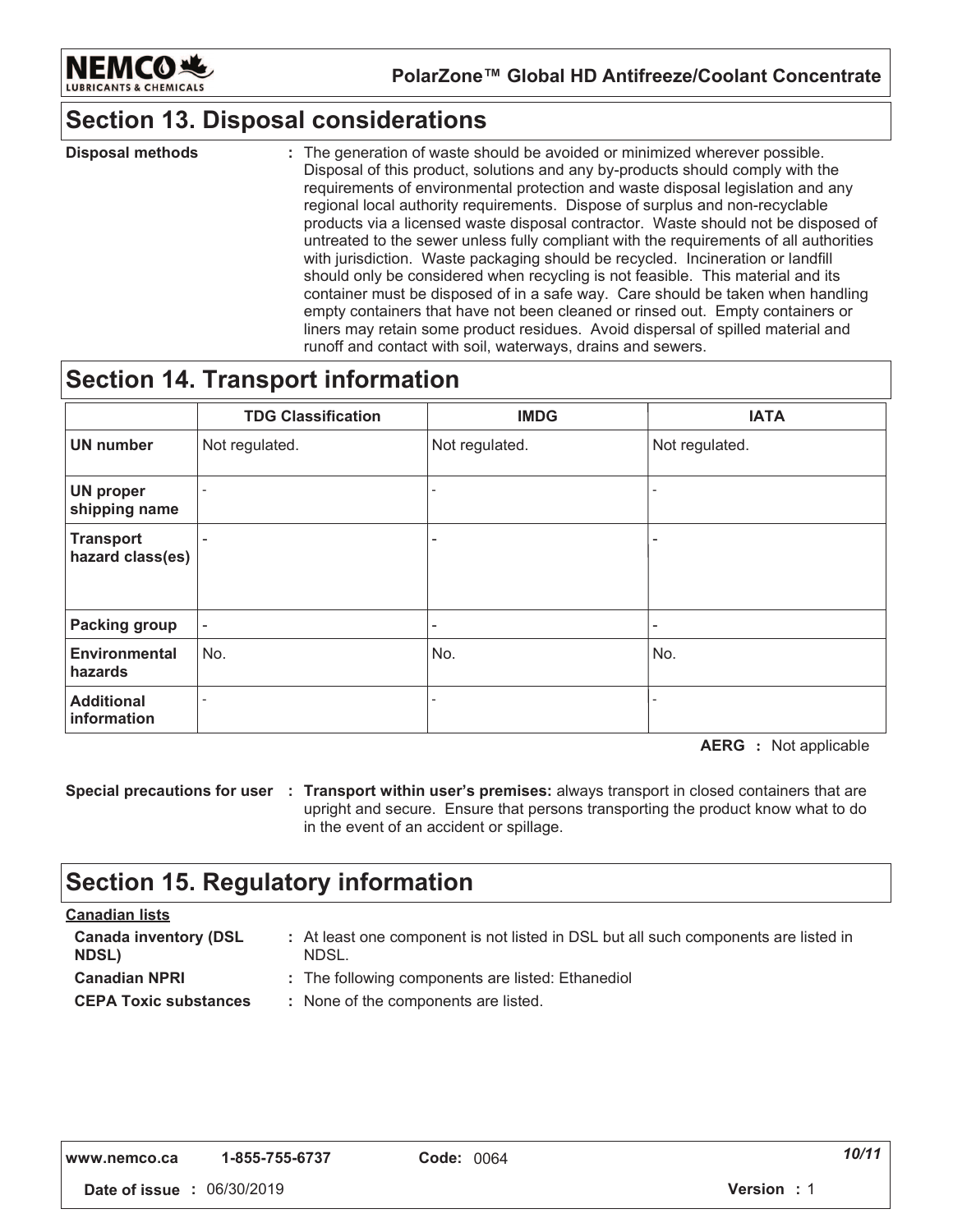## Section 13. Disposal considerations

**Disposal methods** : The generation of waste should be avoided or minimized wherever possible. Disposal of this product, solutions and any by-products should comply with the requirements of environmental protection and waste disposal legislation and any regional local authority requirements. Dispose of surplus and non-recyclable products via a licensed waste disposal contractor. Waste should not be disposed of untreated to the sewer unless fully compliant with the requirements of all authorities with jurisdiction. Waste packaging should be recycled. Incineration or landfill should only be considered when recycling is not feasible. This material and its container must be disposed of in a safe way. Care should be taken when handling empty containers that have not been cleaned or rinsed out. Empty containers or liners may retain some product residues. Avoid dispersal of spilled material and runoff and contact with soil, waterways, drains and sewers.

## Section 14. Transport information

| | TDG Classification | IMDG | IATA |
|---|---|---|---|
| **UN number** | Not regulated. | Not regulated. | Not regulated. |
| **UN proper shipping name** | - | - | - |
| **Transport hazard class(es)** | - | - | - |
| **Packing group** | - | - | - |
| **Environmental hazards** | No. | No. | No. |
| **Additional information** | - | - | - |

**AERG** : Not applicable

**Special precautions for user** : **Transport within user's premises:** always transport in closed containers that are upright and secure. Ensure that persons transporting the product know what to do in the event of an accident or spillage.

## Section 15. Regulatory information

**Canadian lists**

**Canada inventory (DSL NDSL)** : At least one component is not listed in DSL but all such components are listed in NDSL.

**Canadian NPRI** : The following components are listed: Ethanediol

**CEPA Toxic substances** : None of the components are listed.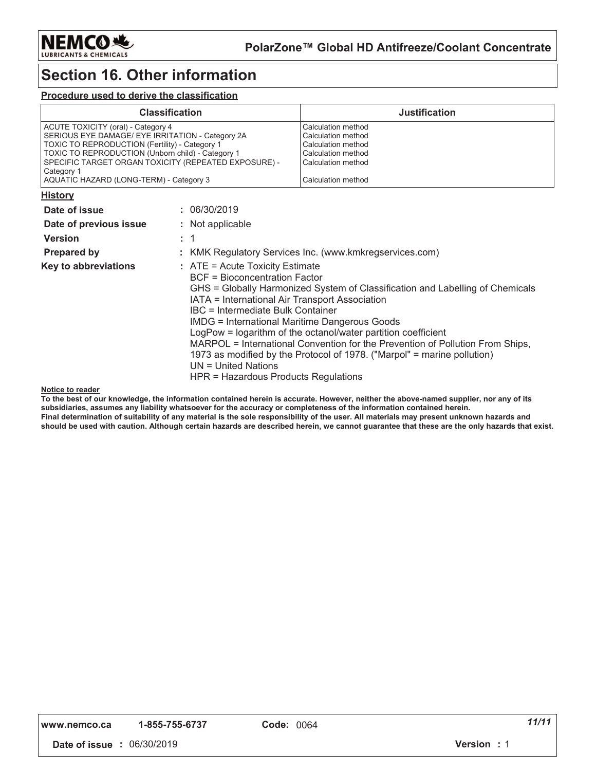# Section 16. Other information

### Procedure used to derive the classification

| Classification | Justification |
|---|---|
| ACUTE TOXICITY (oral) - Category 4 | Calculation method |
| SERIOUS EYE DAMAGE/ EYE IRRITATION - Category 2A | Calculation method |
| TOXIC TO REPRODUCTION (Fertility) - Category 1 | Calculation method |
| TOXIC TO REPRODUCTION (Unborn child) - Category 1 | Calculation method |
| SPECIFIC TARGET ORGAN TOXICITY (REPEATED EXPOSURE) - Category 1 | Calculation method |
| AQUATIC HAZARD (LONG-TERM) - Category 3 | Calculation method |

### History

**Date of issue** : 06/30/2019

**Date of previous issue** : Not applicable

**Version** : 1

**Prepared by** : KMK Regulatory Services Inc. (www.kmkregservices.com)

**Key to abbreviations** :
ATE = Acute Toxicity Estimate
BCF = Bioconcentration Factor
GHS = Globally Harmonized System of Classification and Labelling of Chemicals
IATA = International Air Transport Association
IBC = Intermediate Bulk Container
IMDG = International Maritime Dangerous Goods
LogPow = logarithm of the octanol/water partition coefficient
MARPOL = International Convention for the Prevention of Pollution From Ships, 1973 as modified by the Protocol of 1978. ("Marpol" = marine pollution)
UN = United Nations
HPR = Hazardous Products Regulations

### Notice to reader

**To the best of our knowledge, the information contained herein is accurate. However, neither the above-named supplier, nor any of its subsidiaries, assumes any liability whatsoever for the accuracy or completeness of the information contained herein.**
**Final determination of suitability of any material is the sole responsibility of the user. All materials may present unknown hazards and should be used with caution. Although certain hazards are described herein, we cannot guarantee that these are the only hazards that exist.**